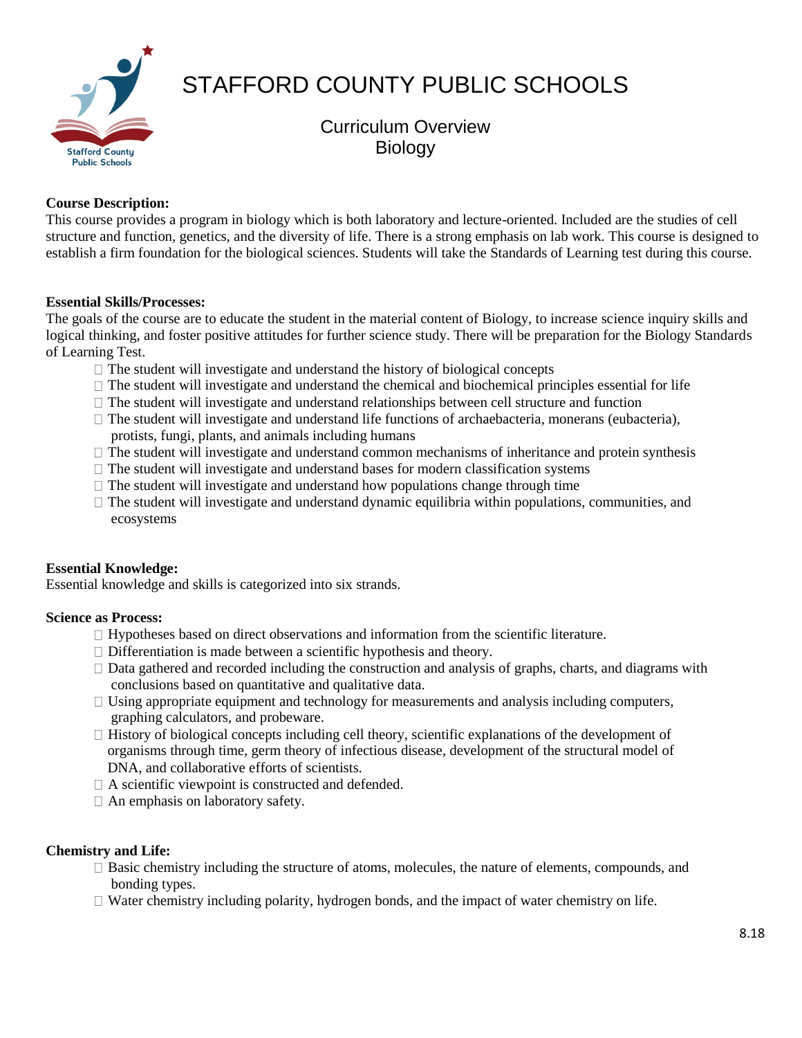# STAFFORD COUNTY PUBLIC SCHOOLS

## Curriculum Overview
## Biology

**Course Description:**
This course provides a program in biology which is both laboratory and lecture-oriented. Included are the studies of cell structure and function, genetics, and the diversity of life. There is a strong emphasis on lab work. This course is designed to establish a firm foundation for the biological sciences. Students will take the Standards of Learning test during this course.

**Essential Skills/Processes:**
The goals of the course are to educate the student in the material content of Biology, to increase science inquiry skills and logical thinking, and foster positive attitudes for further science study. There will be preparation for the Biology Standards of Learning Test.

- The student will investigate and understand the history of biological concepts
- The student will investigate and understand the chemical and biochemical principles essential for life
- The student will investigate and understand relationships between cell structure and function
- The student will investigate and understand life functions of archaebacteria, monerans (eubacteria), protists, fungi, plants, and animals including humans
- The student will investigate and understand common mechanisms of inheritance and protein synthesis
- The student will investigate and understand bases for modern classification systems
- The student will investigate and understand how populations change through time
- The student will investigate and understand dynamic equilibria within populations, communities, and ecosystems

**Essential Knowledge:**
Essential knowledge and skills is categorized into six strands.

**Science as Process:**

- Hypotheses based on direct observations and information from the scientific literature.
- Differentiation is made between a scientific hypothesis and theory.
- Data gathered and recorded including the construction and analysis of graphs, charts, and diagrams with conclusions based on quantitative and qualitative data.
- Using appropriate equipment and technology for measurements and analysis including computers, graphing calculators, and probeware.
- History of biological concepts including cell theory, scientific explanations of the development of organisms through time, germ theory of infectious disease, development of the structural model of DNA, and collaborative efforts of scientists.
- A scientific viewpoint is constructed and defended.
- An emphasis on laboratory safety.

**Chemistry and Life:**

- Basic chemistry including the structure of atoms, molecules, the nature of elements, compounds, and bonding types.
- Water chemistry including polarity, hydrogen bonds, and the impact of water chemistry on life.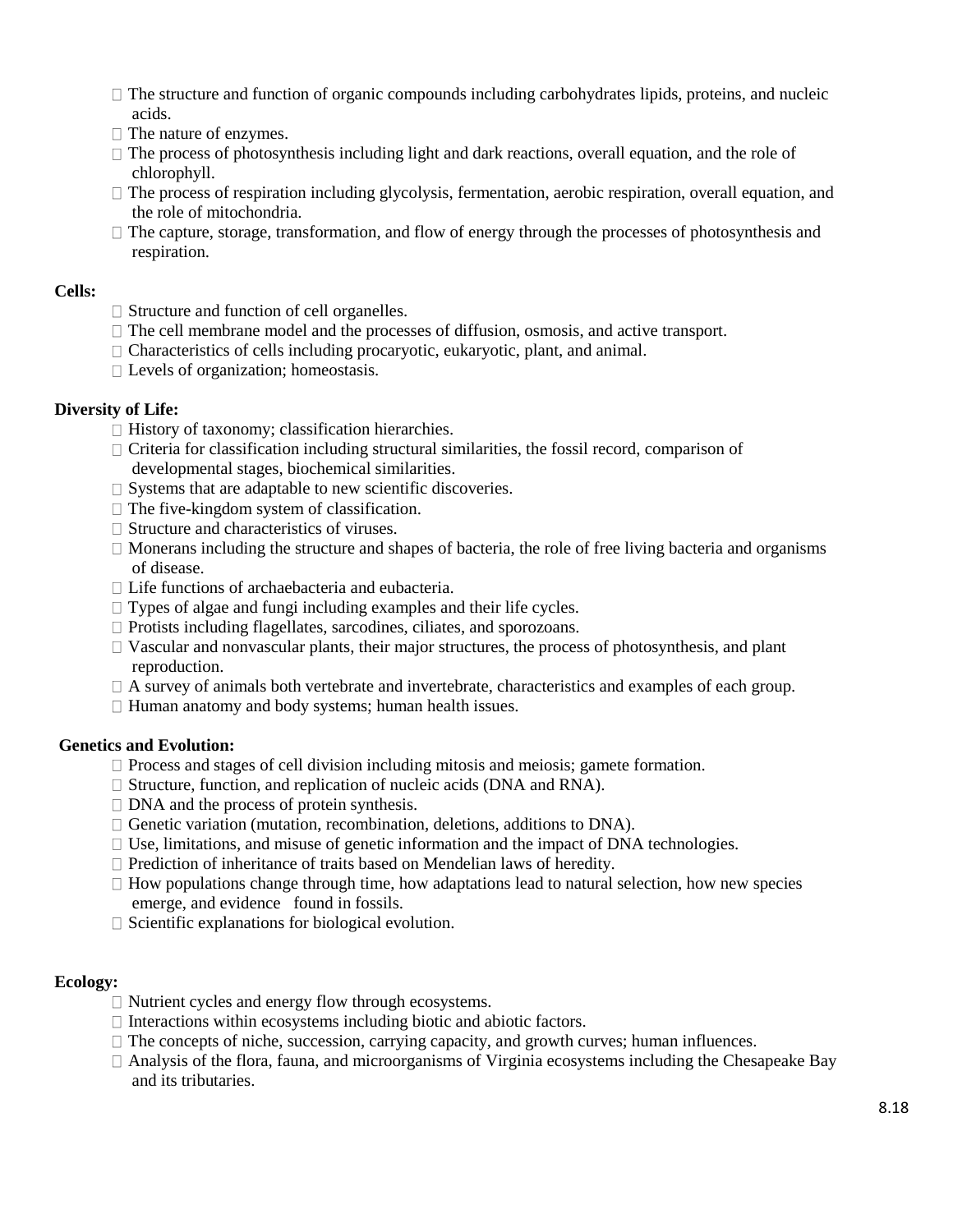- The structure and function of organic compounds including carbohydrates lipids, proteins, and nucleic acids.
- The nature of enzymes.
- The process of photosynthesis including light and dark reactions, overall equation, and the role of chlorophyll.
- The process of respiration including glycolysis, fermentation, aerobic respiration, overall equation, and the role of mitochondria.
- The capture, storage, transformation, and flow of energy through the processes of photosynthesis and respiration.

**Cells:**

- Structure and function of cell organelles.
- The cell membrane model and the processes of diffusion, osmosis, and active transport.
- Characteristics of cells including procaryotic, eukaryotic, plant, and animal.
- Levels of organization; homeostasis.

**Diversity of Life:**

- History of taxonomy; classification hierarchies.
- Criteria for classification including structural similarities, the fossil record, comparison of developmental stages, biochemical similarities.
- Systems that are adaptable to new scientific discoveries.
- The five-kingdom system of classification.
- Structure and characteristics of viruses.
- Monerans including the structure and shapes of bacteria, the role of free living bacteria and organisms of disease.
- Life functions of archaebacteria and eubacteria.
- Types of algae and fungi including examples and their life cycles.
- Protists including flagellates, sarcodines, ciliates, and sporozoans.
- Vascular and nonvascular plants, their major structures, the process of photosynthesis, and plant reproduction.
- A survey of animals both vertebrate and invertebrate, characteristics and examples of each group.
- Human anatomy and body systems; human health issues.

**Genetics and Evolution:**

- Process and stages of cell division including mitosis and meiosis; gamete formation.
- Structure, function, and replication of nucleic acids (DNA and RNA).
- DNA and the process of protein synthesis.
- Genetic variation (mutation, recombination, deletions, additions to DNA).
- Use, limitations, and misuse of genetic information and the impact of DNA technologies.
- Prediction of inheritance of traits based on Mendelian laws of heredity.
- How populations change through time, how adaptations lead to natural selection, how new species emerge, and evidence found in fossils.
- Scientific explanations for biological evolution.

**Ecology:**

- Nutrient cycles and energy flow through ecosystems.
- Interactions within ecosystems including biotic and abiotic factors.
- The concepts of niche, succession, carrying capacity, and growth curves; human influences.
- Analysis of the flora, fauna, and microorganisms of Virginia ecosystems including the Chesapeake Bay and its tributaries.